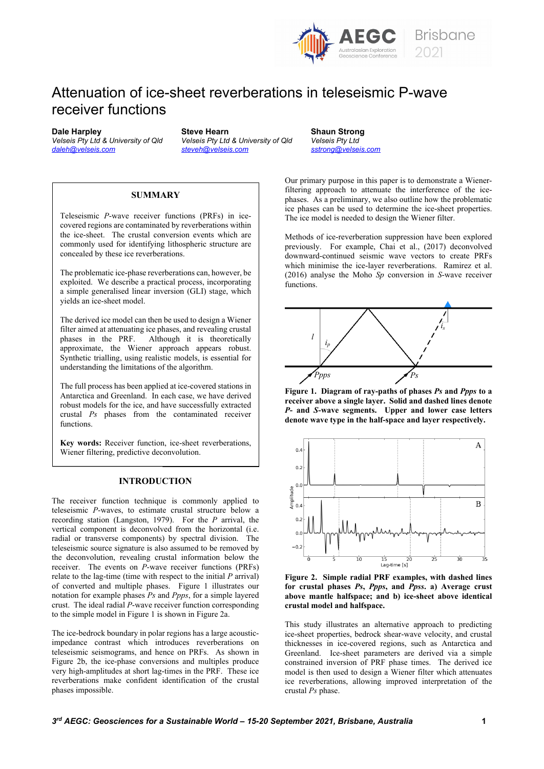# Attenuation of ice-sheet reverberations in teleseismic P-wave receiver functions

**Dale Harpley**
*Velseis Pty Ltd & University of Qld*
daleh@velseis.com

**Steve Hearn**
*Velseis Pty Ltd & University of Qld*
steveh@velseis.com

**Shaun Strong**
*Velseis Pty Ltd*
sstrong@velseis.com

## SUMMARY

Teleseismic *P*-wave receiver functions (PRFs) in ice-covered regions are contaminated by reverberations within the ice-sheet. The crustal conversion events which are commonly used for identifying lithospheric structure are concealed by these ice reverberations.

The problematic ice-phase reverberations can, however, be exploited. We describe a practical process, incorporating a simple generalised linear inversion (GLI) stage, which yields an ice-sheet model.

The derived ice model can then be used to design a Wiener filter aimed at attenuating ice phases, and revealing crustal phases in the PRF. Although it is theoretically approximate, the Wiener approach appears robust. Synthetic trialling, using realistic models, is essential for understanding the limitations of the algorithm.

The full process has been applied at ice-covered stations in Antarctica and Greenland. In each case, we have derived robust models for the ice, and have successfully extracted crustal *Ps* phases from the contaminated receiver functions.

**Key words:** Receiver function, ice-sheet reverberations, Wiener filtering, predictive deconvolution.

## INTRODUCTION

The receiver function technique is commonly applied to teleseismic *P*-waves, to estimate crustal structure below a recording station (Langston, 1979). For the *P* arrival, the vertical component is deconvolved from the horizontal (i.e. radial or transverse components) by spectral division. The teleseismic source signature is also assumed to be removed by the deconvolution, revealing crustal information below the receiver. The events on *P*-wave receiver functions (PRFs) relate to the lag-time (time with respect to the initial *P* arrival) of converted and multiple phases. Figure 1 illustrates our notation for example phases *Ps* and *Ppps*, for a simple layered crust. The ideal radial *P*-wave receiver function corresponding to the simple model in Figure 1 is shown in Figure 2a.

The ice-bedrock boundary in polar regions has a large acoustic-impedance contrast which introduces reverberations on teleseismic seismograms, and hence on PRFs. As shown in Figure 2b, the ice-phase conversions and multiples produce very high-amplitudes at short lag-times in the PRF. These ice reverberations make confident identification of the crustal phases impossible.

Our primary purpose in this paper is to demonstrate a Wiener-filtering approach to attenuate the interference of the ice-phases. As a preliminary, we also outline how the problematic ice phases can be used to determine the ice-sheet properties. The ice model is needed to design the Wiener filter.

Methods of ice-reverberation suppression have been explored previously. For example, Chai et al., (2017) deconvolved downward-continued seismic wave vectors to create PRFs which minimise the ice-layer reverberations. Ramirez et al. (2016) analyse the Moho *Sp* conversion in *S*-wave receiver functions.

**Figure 1. Diagram of ray-paths of phases *Ps* and *Ppps* to a receiver above a single layer. Solid and dashed lines denote *P*- and *S*-wave segments. Upper and lower case letters denote wave type in the half-space and layer respectively.**

**Figure 2. Simple radial PRF examples, with dashed lines for crustal phases *Ps*, *Ppps*, and *Ppss*. a) Average crust above mantle halfspace; and b) ice-sheet above identical crustal model and halfspace.**

This study illustrates an alternative approach to predicting ice-sheet properties, bedrock shear-wave velocity, and crustal thicknesses in ice-covered regions, such as Antarctica and Greenland. Ice-sheet parameters are derived via a simple constrained inversion of PRF phase times. The derived ice model is then used to design a Wiener filter which attenuates ice reverberations, allowing improved interpretation of the crustal *Ps* phase.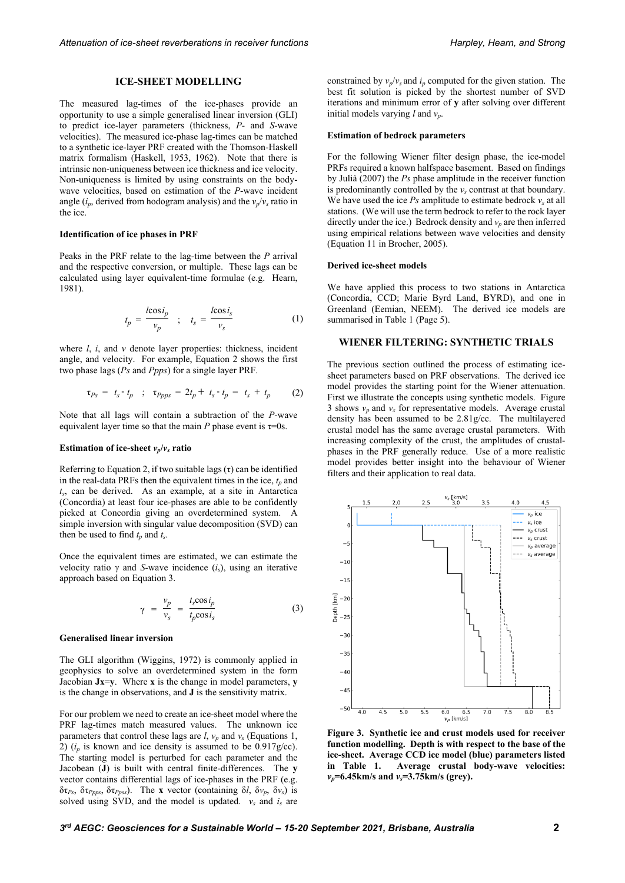## ICE-SHEET MODELLING

The measured lag-times of the ice-phases provide an opportunity to use a simple generalised linear inversion (GLI) to predict ice-layer parameters (thickness, *P*- and *S*-wave velocities). The measured ice-phase lag-times can be matched to a synthetic ice-layer PRF created with the Thomson-Haskell matrix formalism (Haskell, 1953, 1962). Note that there is intrinsic non-uniqueness between ice thickness and ice velocity. Non-uniqueness is limited by using constraints on the body-wave velocities, based on estimation of the *P*-wave incident angle ($i_p$, derived from hodogram analysis) and the $v_p/v_s$ ratio in the ice.

### Identification of ice phases in PRF

Peaks in the PRF relate to the lag-time between the *P* arrival and the respective conversion, or multiple. These lags can be calculated using layer equivalent-time formulae (e.g. Hearn, 1981).

$$t_p = \frac{l\cos i_p}{v_p} \quad ; \quad t_s = \frac{l\cos i_s}{v_s} \tag{1}$$

where *l*, *i*, and *v* denote layer properties: thickness, incident angle, and velocity. For example, Equation 2 shows the first two phase lags (*Ps* and *Ppps*) for a single layer PRF.

$$\tau_{Ps} = t_s - t_p \quad ; \quad \tau_{Ppps} = 2t_p + t_s - t_p = t_s + t_p \tag{2}$$

Note that all lags will contain a subtraction of the *P*-wave equivalent layer time so that the main *P* phase event is $\tau$=0s.

### Estimation of ice-sheet $v_p/v_s$ ratio

Referring to Equation 2, if two suitable lags ($\tau$) can be identified in the real-data PRFs then the equivalent times in the ice, $t_p$ and $t_s$, can be derived. As an example, at a site in Antarctica (Concordia) at least four ice-phases are able to be confidently picked at Concordia giving an overdetermined system. A simple inversion with singular value decomposition (SVD) can then be used to find $t_p$ and $t_s$.

Once the equivalent times are estimated, we can estimate the velocity ratio $\gamma$ and *S*-wave incidence ($i_s$), using an iterative approach based on Equation 3.

$$\gamma = \frac{v_p}{v_s} = \frac{t_s\cos i_p}{t_p\cos i_s} \tag{3}$$

### Generalised linear inversion

The GLI algorithm (Wiggins, 1972) is commonly applied in geophysics to solve an overdetermined system in the form Jacobian **Jx**=**y**. Where **x** is the change in model parameters, **y** is the change in observations, and **J** is the sensitivity matrix.

For our problem we need to create an ice-sheet model where the PRF lag-times match measured values. The unknown ice parameters that control these lags are *l*, $v_p$ and $v_s$ (Equations 1, 2) ($i_p$ is known and ice density is assumed to be 0.917g/cc). The starting model is perturbed for each parameter and the Jacobian (**J**) is built with central finite-differences. The **y** vector contains differential lags of ice-phases in the PRF (e.g. $\delta\tau_{Ps}$, $\delta\tau_{Ppps}$, $\delta\tau_{Ppss}$). The **x** vector (containing $\delta l$, $\delta v_p$, $\delta v_s$) is solved using SVD, and the model is updated. $v_s$ and $i_s$ are constrained by $v_p/v_s$ and $i_p$ computed for the given station. The best fit solution is picked by the shortest number of SVD iterations and minimum error of **y** after solving over different initial models varying *l* and $v_p$.

### Estimation of bedrock parameters

For the following Wiener filter design phase, the ice-model PRFs required a known halfspace basement. Based on findings by Julià (2007) the *Ps* phase amplitude in the receiver function is predominantly controlled by the $v_s$ contrast at that boundary. We have used the ice *Ps* amplitude to estimate bedrock $v_s$ at all stations. (We will use the term bedrock to refer to the rock layer directly under the ice.) Bedrock density and $v_p$ are then inferred using empirical relations between wave velocities and density (Equation 11 in Brocher, 2005).

### Derived ice-sheet models

We have applied this process to two stations in Antarctica (Concordia, CCD; Marie Byrd Land, BYRD), and one in Greenland (Eemian, NEEM). The derived ice models are summarised in Table 1 (Page 5).

## WIENER FILTERING: SYNTHETIC TRIALS

The previous section outlined the process of estimating ice-sheet parameters based on PRF observations. The derived ice model provides the starting point for the Wiener attenuation. First we illustrate the concepts using synthetic models. Figure 3 shows $v_p$ and $v_s$ for representative models. Average crustal density has been assumed to be 2.81g/cc. The multilayered crustal model has the same average crustal parameters. With increasing complexity of the crust, the amplitudes of crustal-phases in the PRF generally reduce. Use of a more realistic model provides better insight into the behaviour of Wiener filters and their application to real data.

**Figure 3. Synthetic ice and crust models used for receiver function modelling. Depth is with respect to the base of the ice-sheet. Average CCD ice model (blue) parameters listed in Table 1. Average crustal body-wave velocities: $v_p$=6.45km/s and $v_s$=3.75km/s (grey).**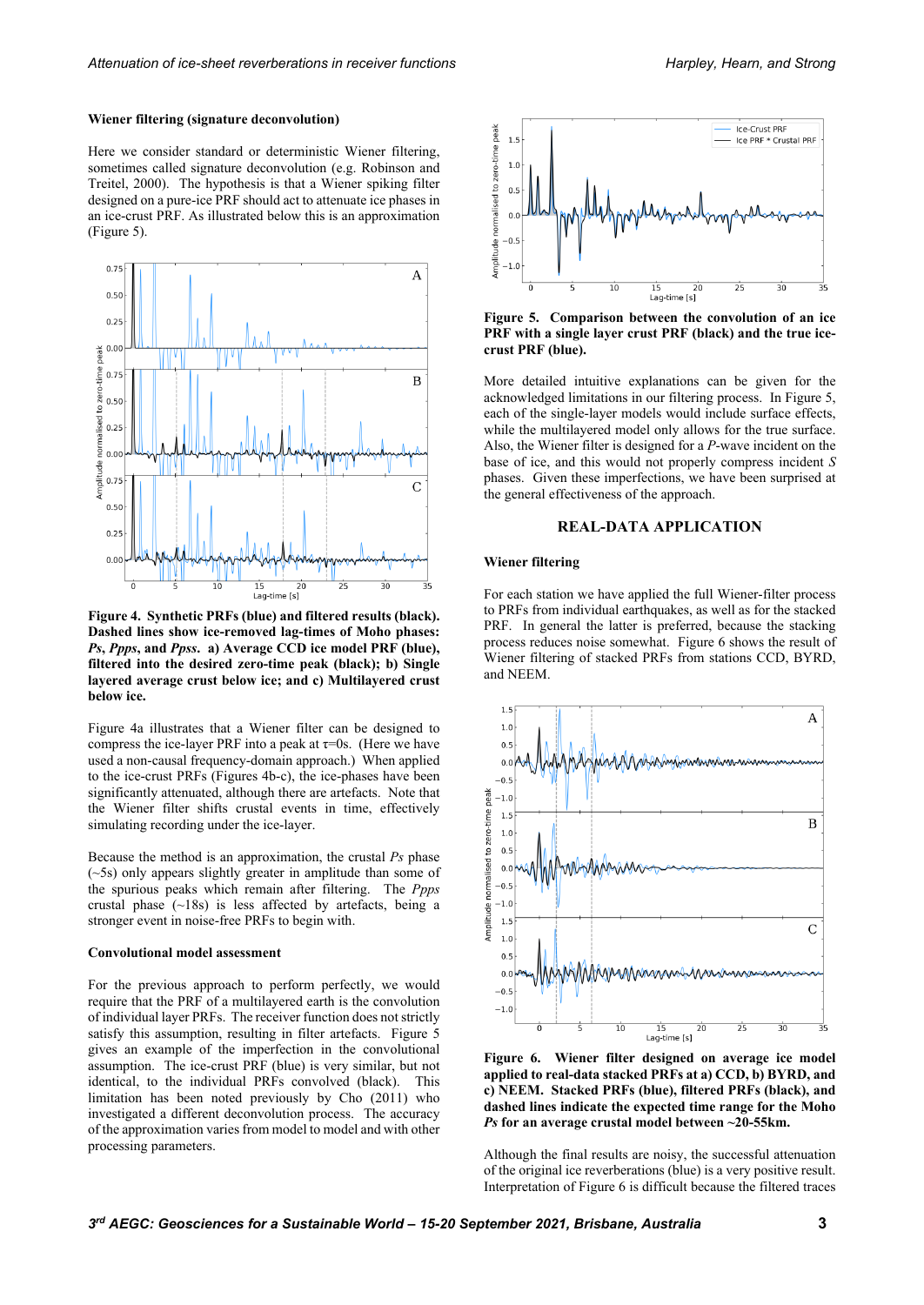### Wiener filtering (signature deconvolution)

Here we consider standard or deterministic Wiener filtering, sometimes called signature deconvolution (e.g. Robinson and Treitel, 2000). The hypothesis is that a Wiener spiking filter designed on a pure-ice PRF should act to attenuate ice phases in an ice-crust PRF. As illustrated below this is an approximation (Figure 5).

**Figure 4. Synthetic PRFs (blue) and filtered results (black). Dashed lines show ice-removed lag-times of Moho phases: *Ps*, *Ppps*, and *Ppss*. a) Average CCD ice model PRF (blue), filtered into the desired zero-time peak (black); b) Single layered average crust below ice; and c) Multilayered crust below ice.**

Figure 4a illustrates that a Wiener filter can be designed to compress the ice-layer PRF into a peak at $\tau$=0s. (Here we have used a non-causal frequency-domain approach.) When applied to the ice-crust PRFs (Figures 4b-c), the ice-phases have been significantly attenuated, although there are artefacts. Note that the Wiener filter shifts crustal events in time, effectively simulating recording under the ice-layer.

Because the method is an approximation, the crustal *Ps* phase (~5s) only appears slightly greater in amplitude than some of the spurious peaks which remain after filtering. The *Ppps* crustal phase (~18s) is less affected by artefacts, being a stronger event in noise-free PRFs to begin with.

### Convolutional model assessment

For the previous approach to perform perfectly, we would require that the PRF of a multilayered earth is the convolution of individual layer PRFs. The receiver function does not strictly satisfy this assumption, resulting in filter artefacts. Figure 5 gives an example of the imperfection in the convolutional assumption. The ice-crust PRF (blue) is very similar, but not identical, to the individual PRFs convolved (black). This limitation has been noted previously by Cho (2011) who investigated a different deconvolution process. The accuracy of the approximation varies from model to model and with other processing parameters.

**Figure 5. Comparison between the convolution of an ice PRF with a single layer crust PRF (black) and the true ice-crust PRF (blue).**

More detailed intuitive explanations can be given for the acknowledged limitations in our filtering process. In Figure 5, each of the single-layer models would include surface effects, while the multilayered model only allows for the true surface. Also, the Wiener filter is designed for a *P*-wave incident on the base of ice, and this would not properly compress incident *S* phases. Given these imperfections, we have been surprised at the general effectiveness of the approach.

## REAL-DATA APPLICATION

### Wiener filtering

For each station we have applied the full Wiener-filter process to PRFs from individual earthquakes, as well as for the stacked PRF. In general the latter is preferred, because the stacking process reduces noise somewhat. Figure 6 shows the result of Wiener filtering of stacked PRFs from stations CCD, BYRD, and NEEM.

**Figure 6. Wiener filter designed on average ice model applied to real-data stacked PRFs at a) CCD, b) BYRD, and c) NEEM. Stacked PRFs (blue), filtered PRFs (black), and dashed lines indicate the expected time range for the Moho *Ps* for an average crustal model between ~20-55km.**

Although the final results are noisy, the successful attenuation of the original ice reverberations (blue) is a very positive result. Interpretation of Figure 6 is difficult because the filtered traces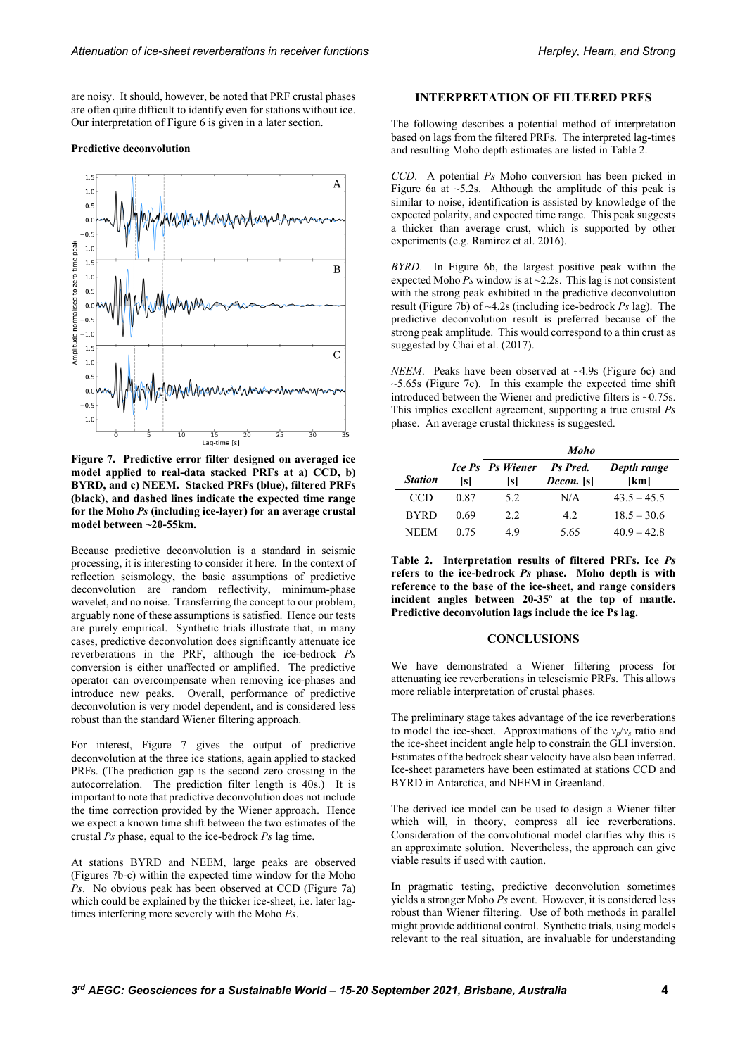are noisy. It should, however, be noted that PRF crustal phases are often quite difficult to identify even for stations without ice. Our interpretation of Figure 6 is given in a later section.

### Predictive deconvolution

**Figure 7. Predictive error filter designed on averaged ice model applied to real-data stacked PRFs at a) CCD, b) BYRD, and c) NEEM. Stacked PRFs (blue), filtered PRFs (black), and dashed lines indicate the expected time range for the Moho *Ps* (including ice-layer) for an average crustal model between ~20-55km.**

Because predictive deconvolution is a standard in seismic processing, it is interesting to consider it here. In the context of reflection seismology, the basic assumptions of predictive deconvolution are random reflectivity, minimum-phase wavelet, and no noise. Transferring the concept to our problem, arguably none of these assumptions is satisfied. Hence our tests are purely empirical. Synthetic trials illustrate that, in many cases, predictive deconvolution does significantly attenuate ice reverberations in the PRF, although the ice-bedrock *Ps* conversion is either unaffected or amplified. The predictive operator can overcompensate when removing ice-phases and introduce new peaks. Overall, performance of predictive deconvolution is very model dependent, and is considered less robust than the standard Wiener filtering approach.

For interest, Figure 7 gives the output of predictive deconvolution at the three ice stations, again applied to stacked PRFs. (The prediction gap is the second zero crossing in the autocorrelation. The prediction filter length is 40s.) It is important to note that predictive deconvolution does not include the time correction provided by the Wiener approach. Hence we expect a known time shift between the two estimates of the crustal *Ps* phase, equal to the ice-bedrock *Ps* lag time.

At stations BYRD and NEEM, large peaks are observed (Figures 7b-c) within the expected time window for the Moho *Ps*. No obvious peak has been observed at CCD (Figure 7a) which could be explained by the thicker ice-sheet, i.e. later lag-times interfering more severely with the Moho *Ps*.

## INTERPRETATION OF FILTERED PRFS

The following describes a potential method of interpretation based on lags from the filtered PRFs. The interpreted lag-times and resulting Moho depth estimates are listed in Table 2.

*CCD*. A potential *Ps* Moho conversion has been picked in Figure 6a at ~5.2s. Although the amplitude of this peak is similar to noise, identification is assisted by knowledge of the expected polarity, and expected time range. This peak suggests a thicker than average crust, which is supported by other experiments (e.g. Ramirez et al. 2016).

*BYRD*. In Figure 6b, the largest positive peak within the expected Moho *Ps* window is at ~2.2s. This lag is not consistent with the strong peak exhibited in the predictive deconvolution result (Figure 7b) of ~4.2s (including ice-bedrock *Ps* lag). The predictive deconvolution result is preferred because of the strong peak amplitude. This would correspond to a thin crust as suggested by Chai et al. (2017).

*NEEM*. Peaks have been observed at ~4.9s (Figure 6c) and ~5.65s (Figure 7c). In this example the expected time shift introduced between the Wiener and predictive filters is ~0.75s. This implies excellent agreement, supporting a true crustal *Ps* phase. An average crustal thickness is suggested.

| | | *Moho* | | |
|---|---|---|---|---|
| ***Station*** | ***Ice Ps* [s]** | ***Ps Wiener* [s]** | ***Ps Pred. Decon.* [s]** | ***Depth range* [km]** |
| CCD | 0.87 | 5.2 | N/A | 43.5 – 45.5 |
| BYRD | 0.69 | 2.2 | 4.2 | 18.5 – 30.6 |
| NEEM | 0.75 | 4.9 | 5.65 | 40.9 – 42.8 |

**Table 2. Interpretation results of filtered PRFs. Ice *Ps* refers to the ice-bedrock *Ps* phase. Moho depth is with reference to the base of the ice-sheet, and range considers incident angles between 20-35º at the top of mantle. Predictive deconvolution lags include the ice Ps lag.**

## CONCLUSIONS

We have demonstrated a Wiener filtering process for attenuating ice reverberations in teleseismic PRFs. This allows more reliable interpretation of crustal phases.

The preliminary stage takes advantage of the ice reverberations to model the ice-sheet. Approximations of the $v_p/v_s$ ratio and the ice-sheet incident angle help to constrain the GLI inversion. Estimates of the bedrock shear velocity have also been inferred. Ice-sheet parameters have been estimated at stations CCD and BYRD in Antarctica, and NEEM in Greenland.

The derived ice model can be used to design a Wiener filter which will, in theory, compress all ice reverberations. Consideration of the convolutional model clarifies why this is an approximate solution. Nevertheless, the approach can give viable results if used with caution.

In pragmatic testing, predictive deconvolution sometimes yields a stronger Moho *Ps* event. However, it is considered less robust than Wiener filtering. Use of both methods in parallel might provide additional control. Synthetic trials, using models relevant to the real situation, are invaluable for understanding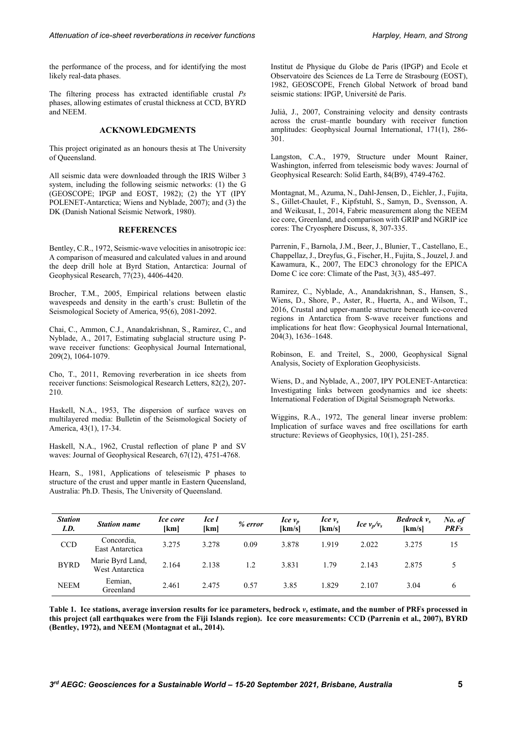the performance of the process, and for identifying the most likely real-data phases.

The filtering process has extracted identifiable crustal *Ps* phases, allowing estimates of crustal thickness at CCD, BYRD and NEEM.

## ACKNOWLEDGMENTS

This project originated as an honours thesis at The University of Queensland.

All seismic data were downloaded through the IRIS Wilber 3 system, including the following seismic networks: (1) the G (GEOSCOPE; IPGP and EOST, 1982); (2) the YT (IPY POLENET-Antarctica; Wiens and Nyblade, 2007); and (3) the DK (Danish National Seismic Network, 1980).

## REFERENCES

Bentley, C.R., 1972, Seismic-wave velocities in anisotropic ice: A comparison of measured and calculated values in and around the deep drill hole at Byrd Station, Antarctica: Journal of Geophysical Research, 77(23), 4406-4420.

Brocher, T.M., 2005, Empirical relations between elastic wavespeeds and density in the earth's crust: Bulletin of the Seismological Society of America, 95(6), 2081-2092.

Chai, C., Ammon, C.J., Anandakrishnan, S., Ramirez, C., and Nyblade, A., 2017, Estimating subglacial structure using P-wave receiver functions: Geophysical Journal International, 209(2), 1064-1079.

Cho, T., 2011, Removing reverberation in ice sheets from receiver functions: Seismological Research Letters, 82(2), 207-210.

Haskell, N.A., 1953, The dispersion of surface waves on multilayered media: Bulletin of the Seismological Society of America, 43(1), 17-34.

Haskell, N.A., 1962, Crustal reflection of plane P and SV waves: Journal of Geophysical Research, 67(12), 4751-4768.

Hearn, S., 1981, Applications of teleseismic P phases to structure of the crust and upper mantle in Eastern Queensland, Australia: Ph.D. Thesis, The University of Queensland.

Institut de Physique du Globe de Paris (IPGP) and Ecole et Observatoire des Sciences de La Terre de Strasbourg (EOST), 1982, GEOSCOPE, French Global Network of broad band seismic stations: IPGP, Université de Paris.

Julià, J., 2007, Constraining velocity and density contrasts across the crust–mantle boundary with receiver function amplitudes: Geophysical Journal International, 171(1), 286-301.

Langston, C.A., 1979, Structure under Mount Rainer, Washington, inferred from teleseismic body waves: Journal of Geophysical Research: Solid Earth, 84(B9), 4749-4762.

Montagnat, M., Azuma, N., Dahl-Jensen, D., Eichler, J., Fujita, S., Gillet-Chaulet, F., Kipfstuhl, S., Samyn, D., Svensson, A. and Weikusat, I., 2014, Fabric measurement along the NEEM ice core, Greenland, and comparison with GRIP and NGRIP ice cores: The Cryosphere Discuss, 8, 307-335.

Parrenin, F., Barnola, J.M., Beer, J., Blunier, T., Castellano, E., Chappellaz, J., Dreyfus, G., Fischer, H., Fujita, S., Jouzel, J. and Kawamura, K., 2007, The EDC3 chronology for the EPICA Dome C ice core: Climate of the Past, 3(3), 485-497.

Ramirez, C., Nyblade, A., Anandakrishnan, S., Hansen, S., Wiens, D., Shore, P., Aster, R., Huerta, A., and Wilson, T., 2016, Crustal and upper-mantle structure beneath ice-covered regions in Antarctica from S-wave receiver functions and implications for heat flow: Geophysical Journal International, 204(3), 1636–1648.

Robinson, E. and Treitel, S., 2000, Geophysical Signal Analysis, Society of Exploration Geophysicists.

Wiens, D., and Nyblade, A., 2007, IPY POLENET-Antarctica: Investigating links between geodynamics and ice sheets: International Federation of Digital Seismograph Networks.

Wiggins, R.A., 1972, The general linear inverse problem: Implication of surface waves and free oscillations for earth structure: Reviews of Geophysics, 10(1), 251-285.

| *Station I.D.* | *Station name* | *Ice core* [km] | *Ice l* [km] | *% error* | *Ice $v_p$* [km/s] | *Ice $v_s$* [km/s] | *Ice $v_p/v_s$* | *Bedrock $v_s$* [km/s] | *No. of PRFs* |
|---|---|---|---|---|---|---|---|---|---|
| CCD | Concordia, East Antarctica | 3.275 | 3.278 | 0.09 | 3.878 | 1.919 | 2.022 | 3.275 | 15 |
| BYRD | Marie Byrd Land, West Antarctica | 2.164 | 2.138 | 1.2 | 3.831 | 1.79 | 2.143 | 2.875 | 5 |
| NEEM | Eemian, Greenland | 2.461 | 2.475 | 0.57 | 3.85 | 1.829 | 2.107 | 3.04 | 6 |

**Table 1. Ice stations, average inversion results for ice parameters, bedrock $v_s$ estimate, and the number of PRFs processed in this project (all earthquakes were from the Fiji Islands region). Ice core measurements: CCD (Parrenin et al., 2007), BYRD (Bentley, 1972), and NEEM (Montagnat et al., 2014).**